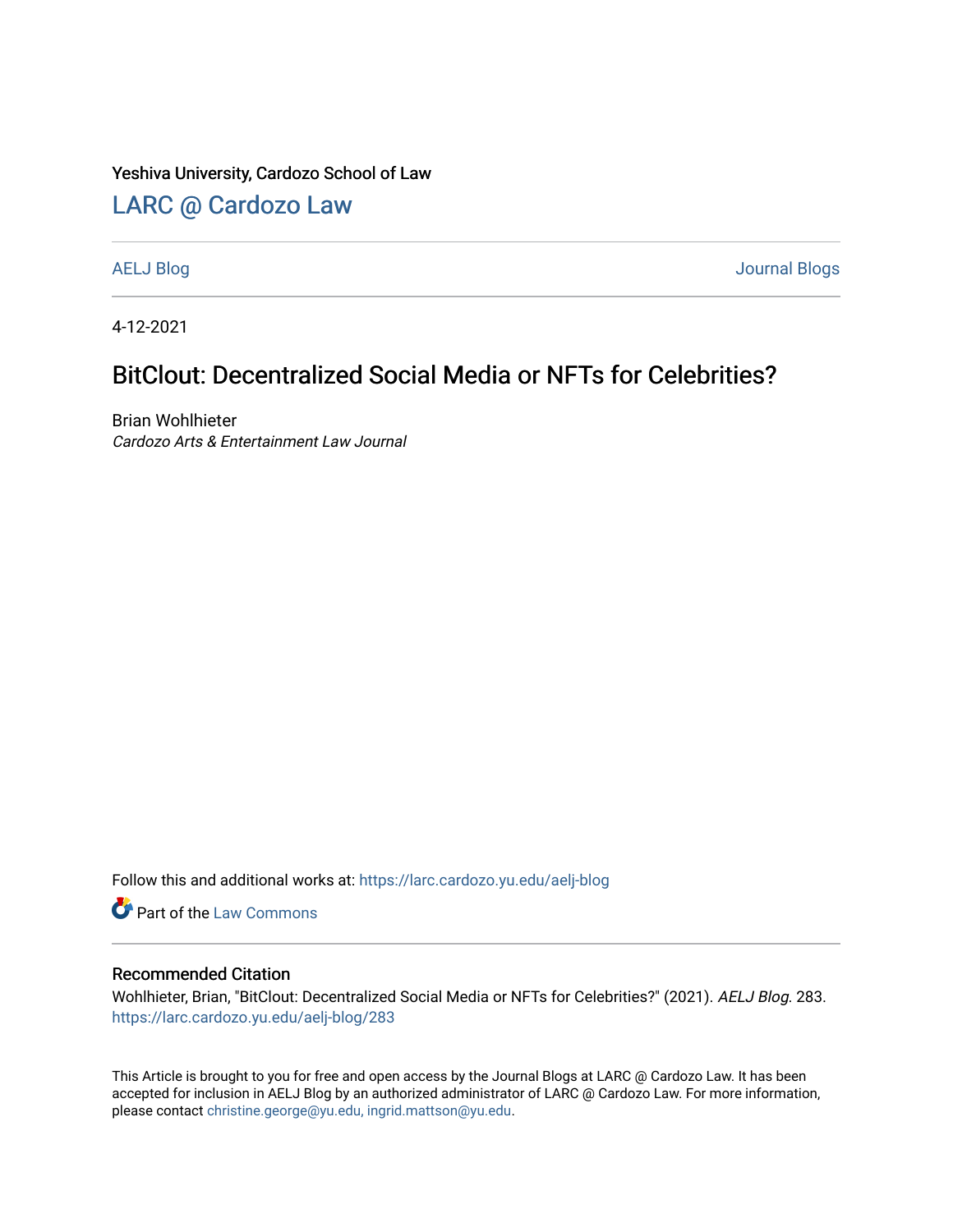Yeshiva University, Cardozo School of Law

# LARC @ Cardozo Law

AELJ Blog | Journal Blogs

4-12-2021

## BitClout: Decentralized Social Media or NFTs for Celebrities?

Brian Wohlhieter
*Cardozo Arts & Entertainment Law Journal*

Follow this and additional works at: https://larc.cardozo.yu.edu/aelj-blog

Part of the Law Commons

### Recommended Citation

Wohlhieter, Brian, "BitClout: Decentralized Social Media or NFTs for Celebrities?" (2021). *AELJ Blog*. 283.
https://larc.cardozo.yu.edu/aelj-blog/283

This Article is brought to you for free and open access by the Journal Blogs at LARC @ Cardozo Law. It has been accepted for inclusion in AELJ Blog by an authorized administrator of LARC @ Cardozo Law. For more information, please contact christine.george@yu.edu, ingrid.mattson@yu.edu.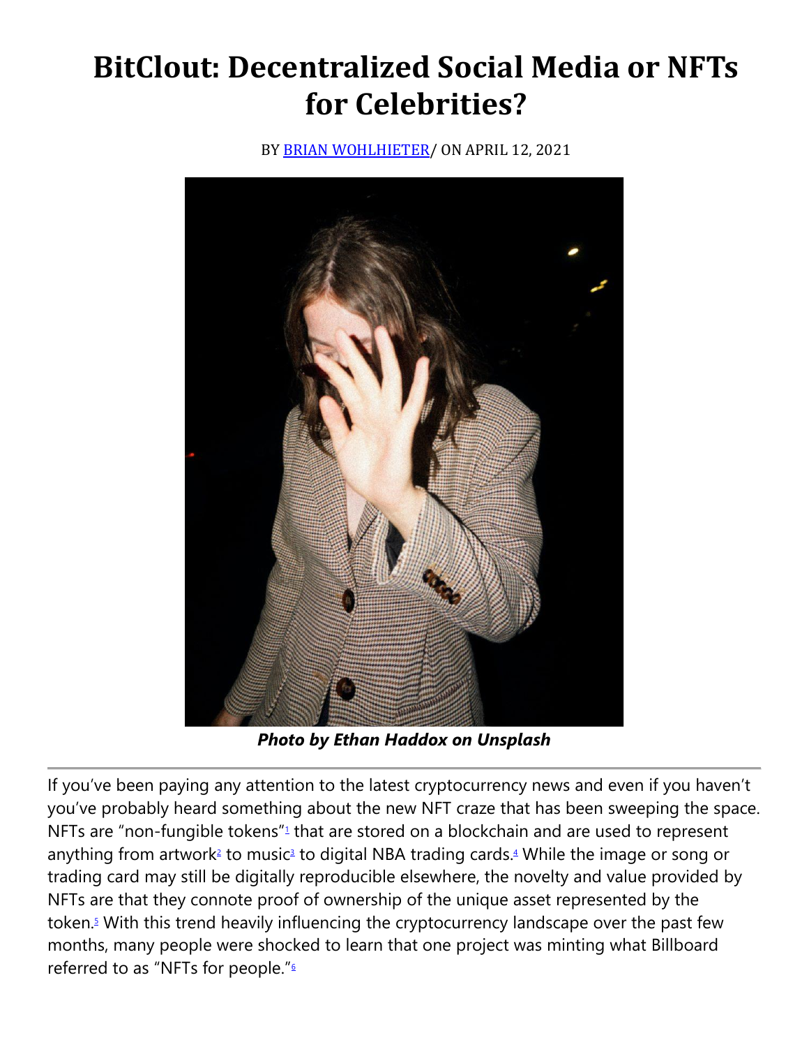# BitClout: Decentralized Social Media or NFTs for Celebrities?

BY [BRIAN WOHLHIETER](#)/ ON APRIL 12, 2021

***Photo by Ethan Haddox on Unsplash***

---

If you've been paying any attention to the latest cryptocurrency news and even if you haven't you've probably heard something about the new NFT craze that has been sweeping the space. NFTs are "non-fungible tokens"[1] that are stored on a blockchain and are used to represent anything from artwork[2] to music[3] to digital NBA trading cards.[4] While the image or song or trading card may still be digitally reproducible elsewhere, the novelty and value provided by NFTs are that they connote proof of ownership of the unique asset represented by the token.[5] With this trend heavily influencing the cryptocurrency landscape over the past few months, many people were shocked to learn that one project was minting what Billboard referred to as "NFTs for people."[6]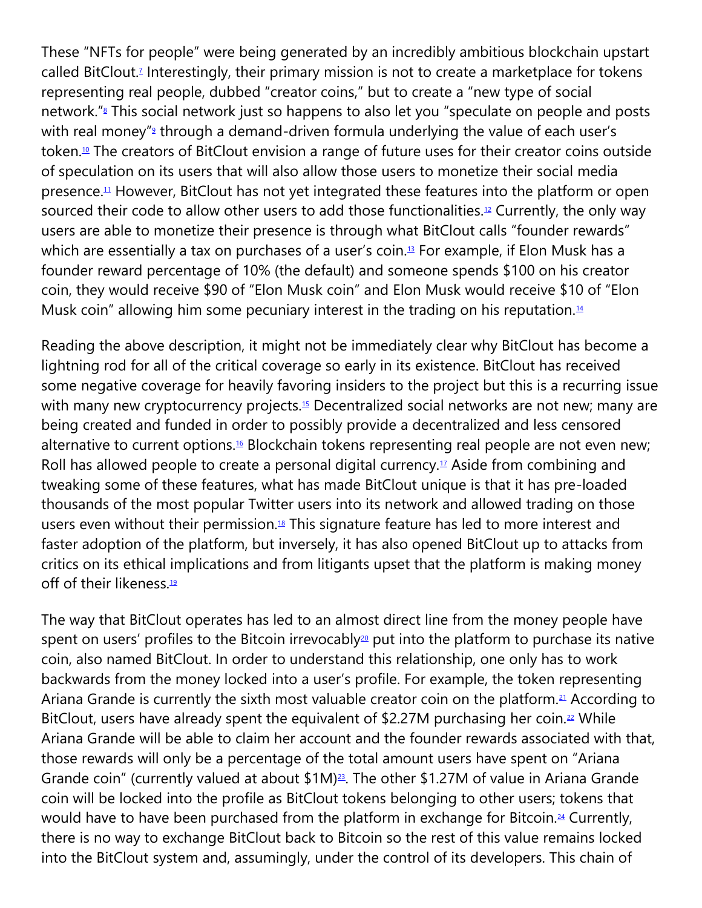These "NFTs for people" were being generated by an incredibly ambitious blockchain upstart called BitClout.[7] Interestingly, their primary mission is not to create a marketplace for tokens representing real people, dubbed "creator coins," but to create a "new type of social network."[8] This social network just so happens to also let you "speculate on people and posts with real money"[9] through a demand-driven formula underlying the value of each user's token.[10] The creators of BitClout envision a range of future uses for their creator coins outside of speculation on its users that will also allow those users to monetize their social media presence.[11] However, BitClout has not yet integrated these features into the platform or open sourced their code to allow other users to add those functionalities.[12] Currently, the only way users are able to monetize their presence is through what BitClout calls "founder rewards" which are essentially a tax on purchases of a user's coin.[13] For example, if Elon Musk has a founder reward percentage of 10% (the default) and someone spends $100 on his creator coin, they would receive $90 of "Elon Musk coin" and Elon Musk would receive $10 of "Elon Musk coin" allowing him some pecuniary interest in the trading on his reputation.[14]

Reading the above description, it might not be immediately clear why BitClout has become a lightning rod for all of the critical coverage so early in its existence. BitClout has received some negative coverage for heavily favoring insiders to the project but this is a recurring issue with many new cryptocurrency projects.[15] Decentralized social networks are not new; many are being created and funded in order to possibly provide a decentralized and less censored alternative to current options.[16] Blockchain tokens representing real people are not even new; Roll has allowed people to create a personal digital currency.[17] Aside from combining and tweaking some of these features, what has made BitClout unique is that it has pre-loaded thousands of the most popular Twitter users into its network and allowed trading on those users even without their permission.[18] This signature feature has led to more interest and faster adoption of the platform, but inversely, it has also opened BitClout up to attacks from critics on its ethical implications and from litigants upset that the platform is making money off of their likeness.[19]

The way that BitClout operates has led to an almost direct line from the money people have spent on users' profiles to the Bitcoin irrevocably[20] put into the platform to purchase its native coin, also named BitClout. In order to understand this relationship, one only has to work backwards from the money locked into a user's profile. For example, the token representing Ariana Grande is currently the sixth most valuable creator coin on the platform.[21] According to BitClout, users have already spent the equivalent of $2.27M purchasing her coin.[22] While Ariana Grande will be able to claim her account and the founder rewards associated with that, those rewards will only be a percentage of the total amount users have spent on "Ariana Grande coin" (currently valued at about $1M)[23]. The other $1.27M of value in Ariana Grande coin will be locked into the profile as BitClout tokens belonging to other users; tokens that would have to have been purchased from the platform in exchange for Bitcoin.[24] Currently, there is no way to exchange BitClout back to Bitcoin so the rest of this value remains locked into the BitClout system and, assumingly, under the control of its developers. This chain of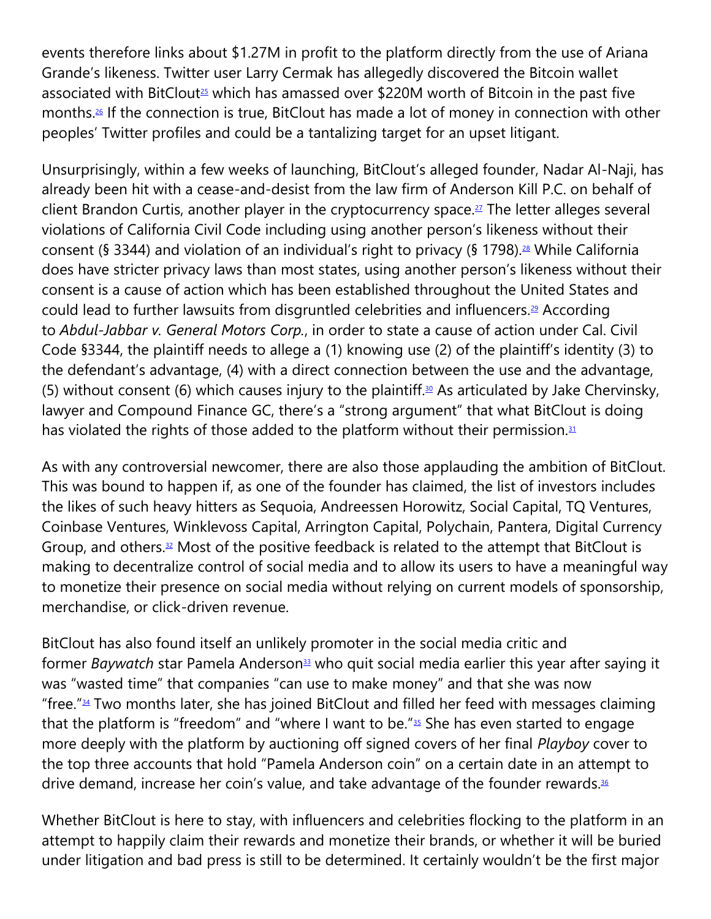events therefore links about $1.27M in profit to the platform directly from the use of Ariana Grande's likeness. Twitter user Larry Cermak has allegedly discovered the Bitcoin wallet associated with BitClout[25] which has amassed over $220M worth of Bitcoin in the past five months.[26] If the connection is true, BitClout has made a lot of money in connection with other peoples' Twitter profiles and could be a tantalizing target for an upset litigant.

Unsurprisingly, within a few weeks of launching, BitClout's alleged founder, Nadar Al-Naji, has already been hit with a cease-and-desist from the law firm of Anderson Kill P.C. on behalf of client Brandon Curtis, another player in the cryptocurrency space.[27] The letter alleges several violations of California Civil Code including using another person's likeness without their consent (§ 3344) and violation of an individual's right to privacy (§ 1798).[28] While California does have stricter privacy laws than most states, using another person's likeness without their consent is a cause of action which has been established throughout the United States and could lead to further lawsuits from disgruntled celebrities and influencers.[29] According to *Abdul-Jabbar v. General Motors Corp.*, in order to state a cause of action under Cal. Civil Code §3344, the plaintiff needs to allege a (1) knowing use (2) of the plaintiff's identity (3) to the defendant's advantage, (4) with a direct connection between the use and the advantage, (5) without consent (6) which causes injury to the plaintiff.[30] As articulated by Jake Chervinsky, lawyer and Compound Finance GC, there's a "strong argument" that what BitClout is doing has violated the rights of those added to the platform without their permission.[31]

As with any controversial newcomer, there are also those applauding the ambition of BitClout. This was bound to happen if, as one of the founder has claimed, the list of investors includes the likes of such heavy hitters as Sequoia, Andreessen Horowitz, Social Capital, TQ Ventures, Coinbase Ventures, Winklevoss Capital, Arrington Capital, Polychain, Pantera, Digital Currency Group, and others.[32] Most of the positive feedback is related to the attempt that BitClout is making to decentralize control of social media and to allow its users to have a meaningful way to monetize their presence on social media without relying on current models of sponsorship, merchandise, or click-driven revenue.

BitClout has also found itself an unlikely promoter in the social media critic and former *Baywatch* star Pamela Anderson[33] who quit social media earlier this year after saying it was "wasted time" that companies "can use to make money" and that she was now "free."[34] Two months later, she has joined BitClout and filled her feed with messages claiming that the platform is "freedom" and "where I want to be."[35] She has even started to engage more deeply with the platform by auctioning off signed covers of her final *Playboy* cover to the top three accounts that hold "Pamela Anderson coin" on a certain date in an attempt to drive demand, increase her coin's value, and take advantage of the founder rewards.[36]

Whether BitClout is here to stay, with influencers and celebrities flocking to the platform in an attempt to happily claim their rewards and monetize their brands, or whether it will be buried under litigation and bad press is still to be determined. It certainly wouldn't be the first major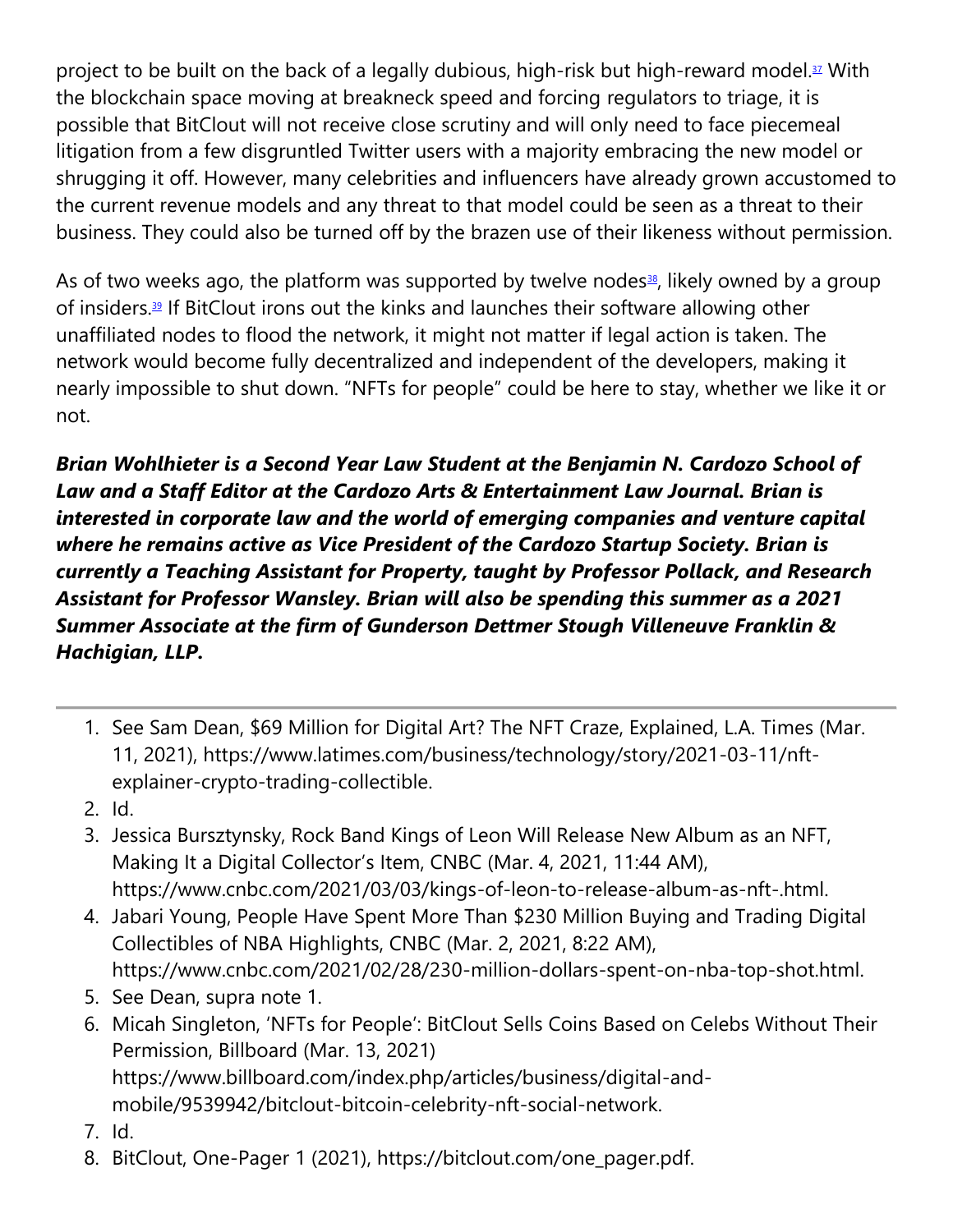project to be built on the back of a legally dubious, high-risk but high-reward model.[37] With the blockchain space moving at breakneck speed and forcing regulators to triage, it is possible that BitClout will not receive close scrutiny and will only need to face piecemeal litigation from a few disgruntled Twitter users with a majority embracing the new model or shrugging it off. However, many celebrities and influencers have already grown accustomed to the current revenue models and any threat to that model could be seen as a threat to their business. They could also be turned off by the brazen use of their likeness without permission.

As of two weeks ago, the platform was supported by twelve nodes[38], likely owned by a group of insiders.[39] If BitClout irons out the kinks and launches their software allowing other unaffiliated nodes to flood the network, it might not matter if legal action is taken. The network would become fully decentralized and independent of the developers, making it nearly impossible to shut down. “NFTs for people” could be here to stay, whether we like it or not.

***Brian Wohlhieter is a Second Year Law Student at the Benjamin N. Cardozo School of Law and a Staff Editor at the Cardozo Arts & Entertainment Law Journal. Brian is interested in corporate law and the world of emerging companies and venture capital where he remains active as Vice President of the Cardozo Startup Society. Brian is currently a Teaching Assistant for Property, taught by Professor Pollack, and Research Assistant for Professor Wansley. Brian will also be spending this summer as a 2021 Summer Associate at the firm of Gunderson Dettmer Stough Villeneuve Franklin & Hachigian, LLP.***

---

1. See Sam Dean, $69 Million for Digital Art? The NFT Craze, Explained, L.A. Times (Mar. 11, 2021), https://www.latimes.com/business/technology/story/2021-03-11/nft-explainer-crypto-trading-collectible.
2. Id.
3. Jessica Bursztynsky, Rock Band Kings of Leon Will Release New Album as an NFT, Making It a Digital Collector’s Item, CNBC (Mar. 4, 2021, 11:44 AM), https://www.cnbc.com/2021/03/03/kings-of-leon-to-release-album-as-nft-.html.
4. Jabari Young, People Have Spent More Than $230 Million Buying and Trading Digital Collectibles of NBA Highlights, CNBC (Mar. 2, 2021, 8:22 AM), https://www.cnbc.com/2021/02/28/230-million-dollars-spent-on-nba-top-shot.html.
5. See Dean, supra note 1.
6. Micah Singleton, ‘NFTs for People’: BitClout Sells Coins Based on Celebs Without Their Permission, Billboard (Mar. 13, 2021) https://www.billboard.com/index.php/articles/business/digital-and-mobile/9539942/bitclout-bitcoin-celebrity-nft-social-network.
7. Id.
8. BitClout, One-Pager 1 (2021), https://bitclout.com/one_pager.pdf.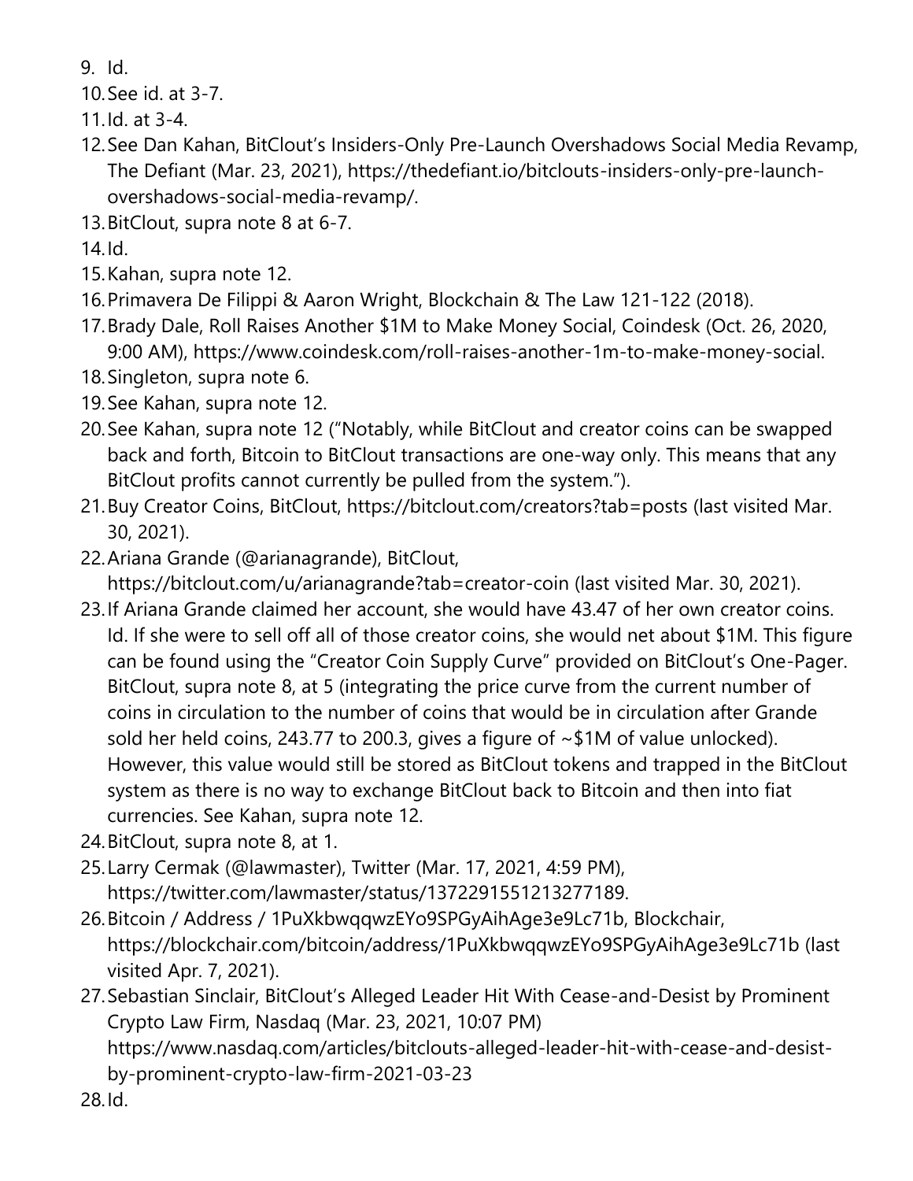9. Id.
10. See id. at 3-7.
11. Id. at 3-4.
12. See Dan Kahan, BitClout's Insiders-Only Pre-Launch Overshadows Social Media Revamp, The Defiant (Mar. 23, 2021), https://thedefiant.io/bitclouts-insiders-only-pre-launch-overshadows-social-media-revamp/.
13. BitClout, supra note 8 at 6-7.
14. Id.
15. Kahan, supra note 12.
16. Primavera De Filippi & Aaron Wright, Blockchain & The Law 121-122 (2018).
17. Brady Dale, Roll Raises Another $1M to Make Money Social, Coindesk (Oct. 26, 2020, 9:00 AM), https://www.coindesk.com/roll-raises-another-1m-to-make-money-social.
18. Singleton, supra note 6.
19. See Kahan, supra note 12.
20. See Kahan, supra note 12 ("Notably, while BitClout and creator coins can be swapped back and forth, Bitcoin to BitClout transactions are one-way only. This means that any BitClout profits cannot currently be pulled from the system.").
21. Buy Creator Coins, BitClout, https://bitclout.com/creators?tab=posts (last visited Mar. 30, 2021).
22. Ariana Grande (@arianagrande), BitClout, https://bitclout.com/u/arianagrande?tab=creator-coin (last visited Mar. 30, 2021).
23. If Ariana Grande claimed her account, she would have 43.47 of her own creator coins. Id. If she were to sell off all of those creator coins, she would net about $1M. This figure can be found using the "Creator Coin Supply Curve" provided on BitClout's One-Pager. BitClout, supra note 8, at 5 (integrating the price curve from the current number of coins in circulation to the number of coins that would be in circulation after Grande sold her held coins, 243.77 to 200.3, gives a figure of ~$1M of value unlocked). However, this value would still be stored as BitClout tokens and trapped in the BitClout system as there is no way to exchange BitClout back to Bitcoin and then into fiat currencies. See Kahan, supra note 12.
24. BitClout, supra note 8, at 1.
25. Larry Cermak (@lawmaster), Twitter (Mar. 17, 2021, 4:59 PM), https://twitter.com/lawmaster/status/1372291551213277189.
26. Bitcoin / Address / 1PuXkbwqqwzEYo9SPGyAihAge3e9Lc71b, Blockchair, https://blockchair.com/bitcoin/address/1PuXkbwqqwzEYo9SPGyAihAge3e9Lc71b (last visited Apr. 7, 2021).
27. Sebastian Sinclair, BitClout's Alleged Leader Hit With Cease-and-Desist by Prominent Crypto Law Firm, Nasdaq (Mar. 23, 2021, 10:07 PM) https://www.nasdaq.com/articles/bitclouts-alleged-leader-hit-with-cease-and-desist-by-prominent-crypto-law-firm-2021-03-23
28. Id.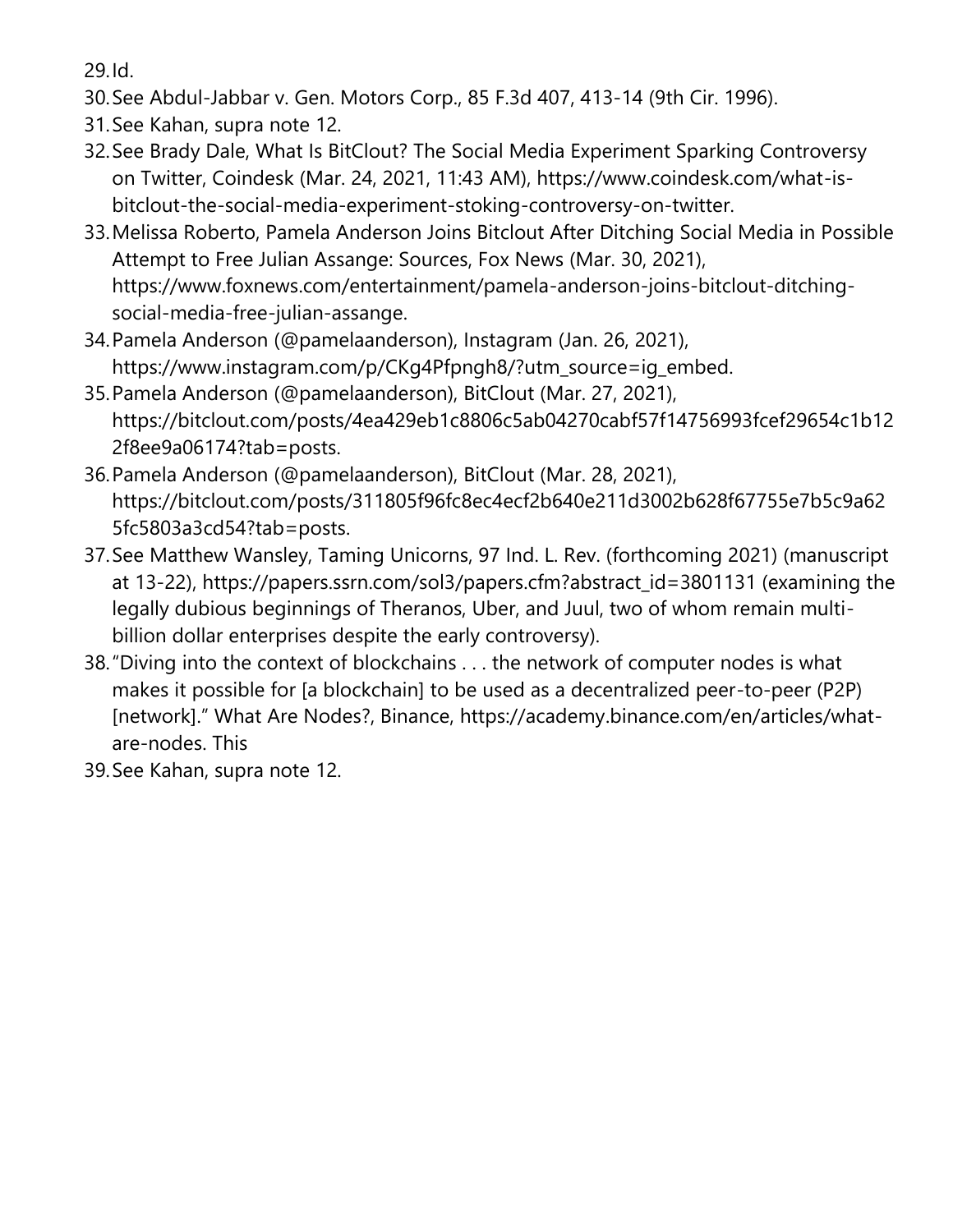29. Id.
30. See Abdul-Jabbar v. Gen. Motors Corp., 85 F.3d 407, 413-14 (9th Cir. 1996).
31. See Kahan, supra note 12.
32. See Brady Dale, What Is BitClout? The Social Media Experiment Sparking Controversy on Twitter, Coindesk (Mar. 24, 2021, 11:43 AM), https://www.coindesk.com/what-is-bitclout-the-social-media-experiment-stoking-controversy-on-twitter.
33. Melissa Roberto, Pamela Anderson Joins Bitclout After Ditching Social Media in Possible Attempt to Free Julian Assange: Sources, Fox News (Mar. 30, 2021), https://www.foxnews.com/entertainment/pamela-anderson-joins-bitclout-ditching-social-media-free-julian-assange.
34. Pamela Anderson (@pamelaanderson), Instagram (Jan. 26, 2021), https://www.instagram.com/p/CKg4Pfpngh8/?utm_source=ig_embed.
35. Pamela Anderson (@pamelaanderson), BitClout (Mar. 27, 2021), https://bitclout.com/posts/4ea429eb1c8806c5ab04270cabf57f14756993fcef29654c1b122f8ee9a06174?tab=posts.
36. Pamela Anderson (@pamelaanderson), BitClout (Mar. 28, 2021), https://bitclout.com/posts/311805f96fc8ec4ecf2b640e211d3002b628f67755e7b5c9a625fc5803a3cd54?tab=posts.
37. See Matthew Wansley, Taming Unicorns, 97 Ind. L. Rev. (forthcoming 2021) (manuscript at 13-22), https://papers.ssrn.com/sol3/papers.cfm?abstract_id=3801131 (examining the legally dubious beginnings of Theranos, Uber, and Juul, two of whom remain multi-billion dollar enterprises despite the early controversy).
38. "Diving into the context of blockchains . . . the network of computer nodes is what makes it possible for [a blockchain] to be used as a decentralized peer-to-peer (P2P) [network]." What Are Nodes?, Binance, https://academy.binance.com/en/articles/what-are-nodes. This
39. See Kahan, supra note 12.